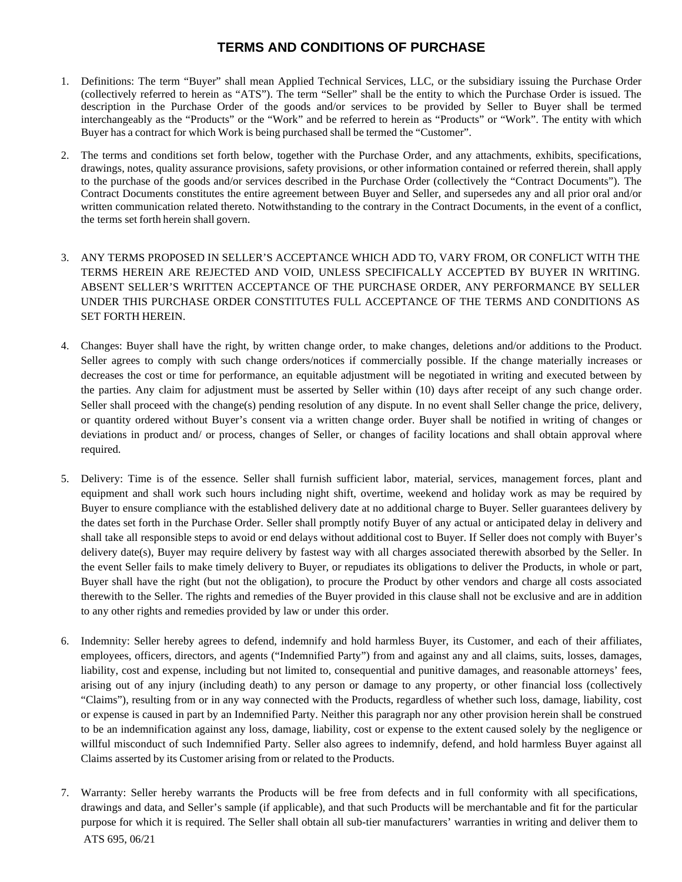# TERMS AND CONDITIONS OF PURCHASE

1. Definitions: The term "Buyer" shall mean Applied Technical Services, LLC, or the subsidiary issuing the Purchase Order (collectively referred to herein as "ATS"). The term "Seller" shall be the entity to which the Purchase Order is issued. The description in the Purchase Order of the goods and/or services to be provided by Seller to Buyer shall be termed interchangeably as the "Products" or the "Work" and be referred to herein as "Products" or "Work". The entity with which Buyer has a contract for which Work is being purchased shall be termed the "Customer".

2. The terms and conditions set forth below, together with the Purchase Order, and any attachments, exhibits, specifications, drawings, notes, quality assurance provisions, safety provisions, or other information contained or referred therein, shall apply to the purchase of the goods and/or services described in the Purchase Order (collectively the "Contract Documents"). The Contract Documents constitutes the entire agreement between Buyer and Seller, and supersedes any and all prior oral and/or written communication related thereto. Notwithstanding to the contrary in the Contract Documents, in the event of a conflict, the terms set forth herein shall govern.

3. ANY TERMS PROPOSED IN SELLER'S ACCEPTANCE WHICH ADD TO, VARY FROM, OR CONFLICT WITH THE TERMS HEREIN ARE REJECTED AND VOID, UNLESS SPECIFICALLY ACCEPTED BY BUYER IN WRITING. ABSENT SELLER'S WRITTEN ACCEPTANCE OF THE PURCHASE ORDER, ANY PERFORMANCE BY SELLER UNDER THIS PURCHASE ORDER CONSTITUTES FULL ACCEPTANCE OF THE TERMS AND CONDITIONS AS SET FORTH HEREIN.

4. Changes: Buyer shall have the right, by written change order, to make changes, deletions and/or additions to the Product. Seller agrees to comply with such change orders/notices if commercially possible. If the change materially increases or decreases the cost or time for performance, an equitable adjustment will be negotiated in writing and executed between by the parties. Any claim for adjustment must be asserted by Seller within (10) days after receipt of any such change order. Seller shall proceed with the change(s) pending resolution of any dispute. In no event shall Seller change the price, delivery, or quantity ordered without Buyer's consent via a written change order. Buyer shall be notified in writing of changes or deviations in product and/ or process, changes of Seller, or changes of facility locations and shall obtain approval where required.

5. Delivery: Time is of the essence. Seller shall furnish sufficient labor, material, services, management forces, plant and equipment and shall work such hours including night shift, overtime, weekend and holiday work as may be required by Buyer to ensure compliance with the established delivery date at no additional charge to Buyer. Seller guarantees delivery by the dates set forth in the Purchase Order. Seller shall promptly notify Buyer of any actual or anticipated delay in delivery and shall take all responsible steps to avoid or end delays without additional cost to Buyer. If Seller does not comply with Buyer's delivery date(s), Buyer may require delivery by fastest way with all charges associated therewith absorbed by the Seller. In the event Seller fails to make timely delivery to Buyer, or repudiates its obligations to deliver the Products, in whole or part, Buyer shall have the right (but not the obligation), to procure the Product by other vendors and charge all costs associated therewith to the Seller. The rights and remedies of the Buyer provided in this clause shall not be exclusive and are in addition to any other rights and remedies provided by law or under this order.

6. Indemnity: Seller hereby agrees to defend, indemnify and hold harmless Buyer, its Customer, and each of their affiliates, employees, officers, directors, and agents ("Indemnified Party") from and against any and all claims, suits, losses, damages, liability, cost and expense, including but not limited to, consequential and punitive damages, and reasonable attorneys' fees, arising out of any injury (including death) to any person or damage to any property, or other financial loss (collectively "Claims"), resulting from or in any way connected with the Products, regardless of whether such loss, damage, liability, cost or expense is caused in part by an Indemnified Party. Neither this paragraph nor any other provision herein shall be construed to be an indemnification against any loss, damage, liability, cost or expense to the extent caused solely by the negligence or willful misconduct of such Indemnified Party. Seller also agrees to indemnify, defend, and hold harmless Buyer against all Claims asserted by its Customer arising from or related to the Products.

7. Warranty: Seller hereby warrants the Products will be free from defects and in full conformity with all specifications, drawings and data, and Seller's sample (if applicable), and that such Products will be merchantable and fit for the particular purpose for which it is required. The Seller shall obtain all sub-tier manufacturers' warranties in writing and deliver them to

ATS 695, 06/21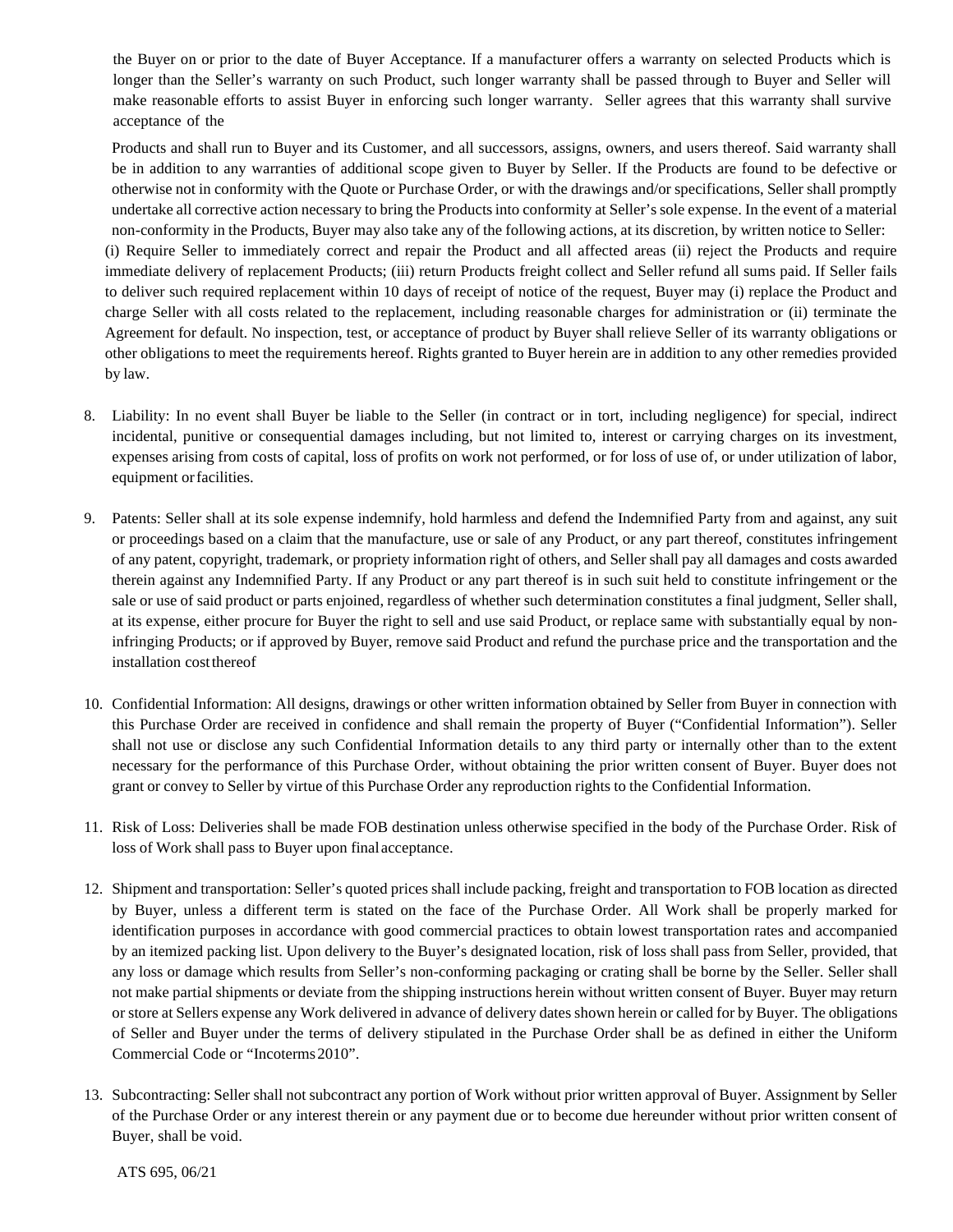the Buyer on or prior to the date of Buyer Acceptance. If a manufacturer offers a warranty on selected Products which is longer than the Seller's warranty on such Product, such longer warranty shall be passed through to Buyer and Seller will make reasonable efforts to assist Buyer in enforcing such longer warranty. Seller agrees that this warranty shall survive acceptance of the

Products and shall run to Buyer and its Customer, and all successors, assigns, owners, and users thereof. Said warranty shall be in addition to any warranties of additional scope given to Buyer by Seller. If the Products are found to be defective or otherwise not in conformity with the Quote or Purchase Order, or with the drawings and/or specifications, Seller shall promptly undertake all corrective action necessary to bring the Products into conformity at Seller's sole expense. In the event of a material non-conformity in the Products, Buyer may also take any of the following actions, at its discretion, by written notice to Seller: (i) Require Seller to immediately correct and repair the Product and all affected areas (ii) reject the Products and require immediate delivery of replacement Products; (iii) return Products freight collect and Seller refund all sums paid. If Seller fails to deliver such required replacement within 10 days of receipt of notice of the request, Buyer may (i) replace the Product and charge Seller with all costs related to the replacement, including reasonable charges for administration or (ii) terminate the Agreement for default. No inspection, test, or acceptance of product by Buyer shall relieve Seller of its warranty obligations or other obligations to meet the requirements hereof. Rights granted to Buyer herein are in addition to any other remedies provided by law.

8. Liability: In no event shall Buyer be liable to the Seller (in contract or in tort, including negligence) for special, indirect incidental, punitive or consequential damages including, but not limited to, interest or carrying charges on its investment, expenses arising from costs of capital, loss of profits on work not performed, or for loss of use of, or under utilization of labor, equipment or facilities.

9. Patents: Seller shall at its sole expense indemnify, hold harmless and defend the Indemnified Party from and against, any suit or proceedings based on a claim that the manufacture, use or sale of any Product, or any part thereof, constitutes infringement of any patent, copyright, trademark, or propriety information right of others, and Seller shall pay all damages and costs awarded therein against any Indemnified Party. If any Product or any part thereof is in such suit held to constitute infringement or the sale or use of said product or parts enjoined, regardless of whether such determination constitutes a final judgment, Seller shall, at its expense, either procure for Buyer the right to sell and use said Product, or replace same with substantially equal by non-infringing Products; or if approved by Buyer, remove said Product and refund the purchase price and the transportation and the installation cost thereof

10. Confidential Information: All designs, drawings or other written information obtained by Seller from Buyer in connection with this Purchase Order are received in confidence and shall remain the property of Buyer ("Confidential Information"). Seller shall not use or disclose any such Confidential Information details to any third party or internally other than to the extent necessary for the performance of this Purchase Order, without obtaining the prior written consent of Buyer. Buyer does not grant or convey to Seller by virtue of this Purchase Order any reproduction rights to the Confidential Information.

11. Risk of Loss: Deliveries shall be made FOB destination unless otherwise specified in the body of the Purchase Order. Risk of loss of Work shall pass to Buyer upon final acceptance.

12. Shipment and transportation: Seller's quoted prices shall include packing, freight and transportation to FOB location as directed by Buyer, unless a different term is stated on the face of the Purchase Order. All Work shall be properly marked for identification purposes in accordance with good commercial practices to obtain lowest transportation rates and accompanied by an itemized packing list. Upon delivery to the Buyer's designated location, risk of loss shall pass from Seller, provided, that any loss or damage which results from Seller's non-conforming packaging or crating shall be borne by the Seller. Seller shall not make partial shipments or deviate from the shipping instructions herein without written consent of Buyer. Buyer may return or store at Sellers expense any Work delivered in advance of delivery dates shown herein or called for by Buyer. The obligations of Seller and Buyer under the terms of delivery stipulated in the Purchase Order shall be as defined in either the Uniform Commercial Code or "Incoterms 2010".

13. Subcontracting: Seller shall not subcontract any portion of Work without prior written approval of Buyer. Assignment by Seller of the Purchase Order or any interest therein or any payment due or to become due hereunder without prior written consent of Buyer, shall be void.

ATS 695, 06/21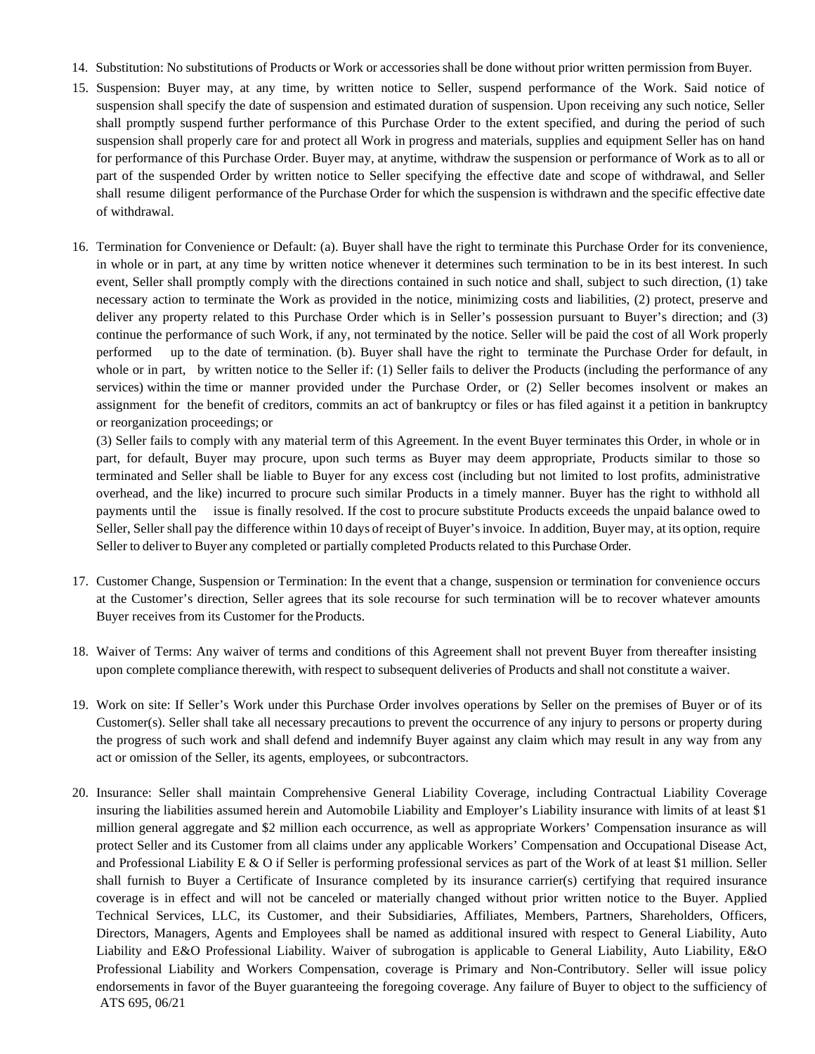14. Substitution: No substitutions of Products or Work or accessories shall be done without prior written permission from Buyer.

15. Suspension: Buyer may, at any time, by written notice to Seller, suspend performance of the Work. Said notice of suspension shall specify the date of suspension and estimated duration of suspension. Upon receiving any such notice, Seller shall promptly suspend further performance of this Purchase Order to the extent specified, and during the period of such suspension shall properly care for and protect all Work in progress and materials, supplies and equipment Seller has on hand for performance of this Purchase Order. Buyer may, at anytime, withdraw the suspension or performance of Work as to all or part of the suspended Order by written notice to Seller specifying the effective date and scope of withdrawal, and Seller shall resume diligent performance of the Purchase Order for which the suspension is withdrawn and the specific effective date of withdrawal.

16. Termination for Convenience or Default: (a). Buyer shall have the right to terminate this Purchase Order for its convenience, in whole or in part, at any time by written notice whenever it determines such termination to be in its best interest. In such event, Seller shall promptly comply with the directions contained in such notice and shall, subject to such direction, (1) take necessary action to terminate the Work as provided in the notice, minimizing costs and liabilities, (2) protect, preserve and deliver any property related to this Purchase Order which is in Seller's possession pursuant to Buyer's direction; and (3) continue the performance of such Work, if any, not terminated by the notice. Seller will be paid the cost of all Work properly performed up to the date of termination. (b). Buyer shall have the right to terminate the Purchase Order for default, in whole or in part, by written notice to the Seller if: (1) Seller fails to deliver the Products (including the performance of any services) within the time or manner provided under the Purchase Order, or (2) Seller becomes insolvent or makes an assignment for the benefit of creditors, commits an act of bankruptcy or files or has filed against it a petition in bankruptcy or reorganization proceedings; or

    (3) Seller fails to comply with any material term of this Agreement. In the event Buyer terminates this Order, in whole or in part, for default, Buyer may procure, upon such terms as Buyer may deem appropriate, Products similar to those so terminated and Seller shall be liable to Buyer for any excess cost (including but not limited to lost profits, administrative overhead, and the like) incurred to procure such similar Products in a timely manner. Buyer has the right to withhold all payments until the issue is finally resolved. If the cost to procure substitute Products exceeds the unpaid balance owed to Seller, Seller shall pay the difference within 10 days of receipt of Buyer's invoice. In addition, Buyer may, at its option, require Seller to deliver to Buyer any completed or partially completed Products related to this Purchase Order.

17. Customer Change, Suspension or Termination: In the event that a change, suspension or termination for convenience occurs at the Customer's direction, Seller agrees that its sole recourse for such termination will be to recover whatever amounts Buyer receives from its Customer for the Products.

18. Waiver of Terms: Any waiver of terms and conditions of this Agreement shall not prevent Buyer from thereafter insisting upon complete compliance therewith, with respect to subsequent deliveries of Products and shall not constitute a waiver.

19. Work on site: If Seller's Work under this Purchase Order involves operations by Seller on the premises of Buyer or of its Customer(s). Seller shall take all necessary precautions to prevent the occurrence of any injury to persons or property during the progress of such work and shall defend and indemnify Buyer against any claim which may result in any way from any act or omission of the Seller, its agents, employees, or subcontractors.

20. Insurance: Seller shall maintain Comprehensive General Liability Coverage, including Contractual Liability Coverage insuring the liabilities assumed herein and Automobile Liability and Employer's Liability insurance with limits of at least $1 million general aggregate and $2 million each occurrence, as well as appropriate Workers' Compensation insurance as will protect Seller and its Customer from all claims under any applicable Workers' Compensation and Occupational Disease Act, and Professional Liability E & O if Seller is performing professional services as part of the Work of at least $1 million. Seller shall furnish to Buyer a Certificate of Insurance completed by its insurance carrier(s) certifying that required insurance coverage is in effect and will not be canceled or materially changed without prior written notice to the Buyer. Applied Technical Services, LLC, its Customer, and their Subsidiaries, Affiliates, Members, Partners, Shareholders, Officers, Directors, Managers, Agents and Employees shall be named as additional insured with respect to General Liability, Auto Liability and E&O Professional Liability. Waiver of subrogation is applicable to General Liability, Auto Liability, E&O Professional Liability and Workers Compensation, coverage is Primary and Non-Contributory. Seller will issue policy endorsements in favor of the Buyer guaranteeing the foregoing coverage. Any failure of Buyer to object to the sufficiency of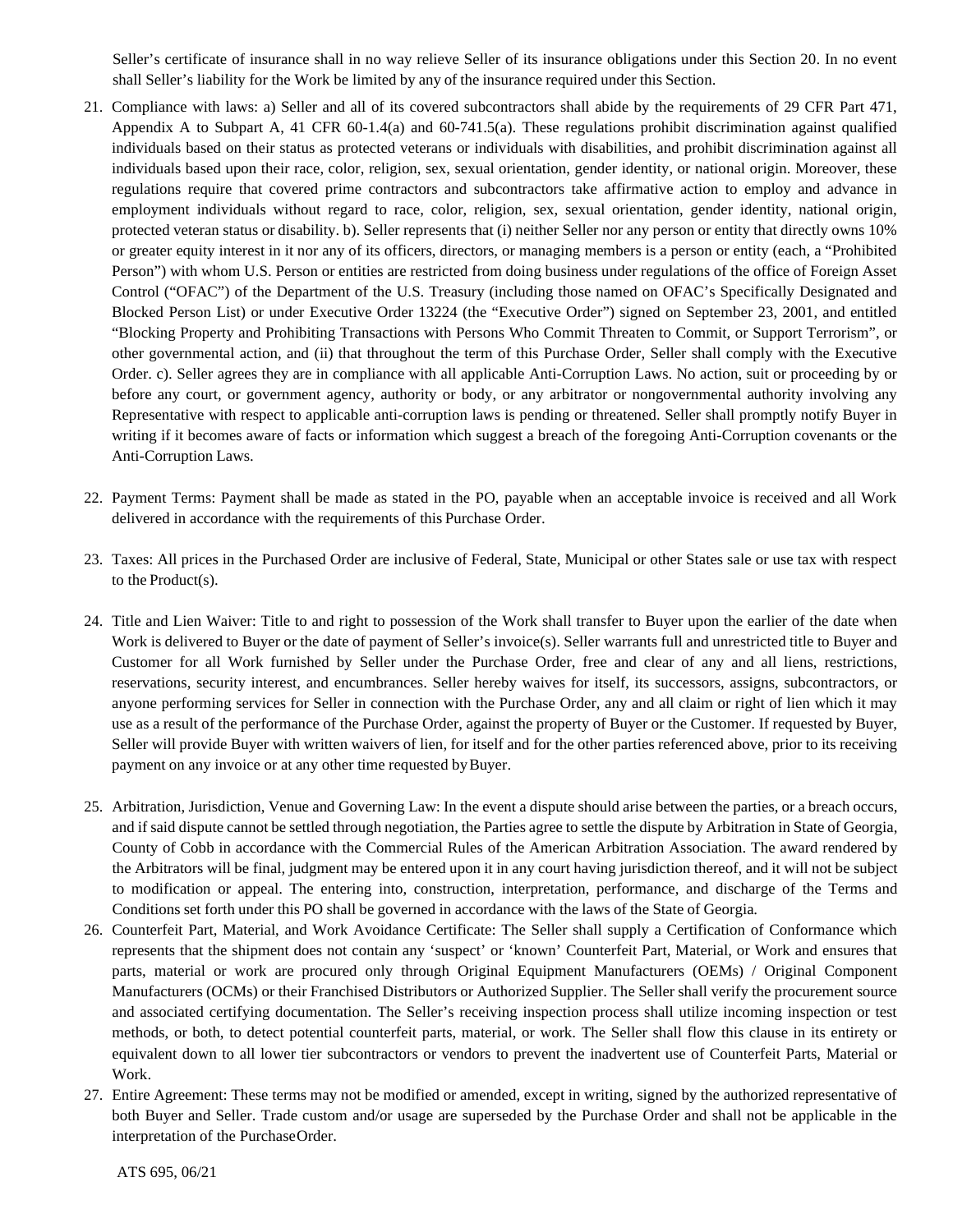Seller's certificate of insurance shall in no way relieve Seller of its insurance obligations under this Section 20. In no event shall Seller's liability for the Work be limited by any of the insurance required under this Section.

21. Compliance with laws: a) Seller and all of its covered subcontractors shall abide by the requirements of 29 CFR Part 471, Appendix A to Subpart A, 41 CFR 60-1.4(a) and 60-741.5(a). These regulations prohibit discrimination against qualified individuals based on their status as protected veterans or individuals with disabilities, and prohibit discrimination against all individuals based upon their race, color, religion, sex, sexual orientation, gender identity, or national origin. Moreover, these regulations require that covered prime contractors and subcontractors take affirmative action to employ and advance in employment individuals without regard to race, color, religion, sex, sexual orientation, gender identity, national origin, protected veteran status or disability. b). Seller represents that (i) neither Seller nor any person or entity that directly owns 10% or greater equity interest in it nor any of its officers, directors, or managing members is a person or entity (each, a "Prohibited Person") with whom U.S. Person or entities are restricted from doing business under regulations of the office of Foreign Asset Control ("OFAC") of the Department of the U.S. Treasury (including those named on OFAC's Specifically Designated and Blocked Person List) or under Executive Order 13224 (the "Executive Order") signed on September 23, 2001, and entitled "Blocking Property and Prohibiting Transactions with Persons Who Commit Threaten to Commit, or Support Terrorism", or other governmental action, and (ii) that throughout the term of this Purchase Order, Seller shall comply with the Executive Order. c). Seller agrees they are in compliance with all applicable Anti-Corruption Laws. No action, suit or proceeding by or before any court, or government agency, authority or body, or any arbitrator or nongovernmental authority involving any Representative with respect to applicable anti-corruption laws is pending or threatened. Seller shall promptly notify Buyer in writing if it becomes aware of facts or information which suggest a breach of the foregoing Anti-Corruption covenants or the Anti-Corruption Laws.

22. Payment Terms: Payment shall be made as stated in the PO, payable when an acceptable invoice is received and all Work delivered in accordance with the requirements of this Purchase Order.

23. Taxes: All prices in the Purchased Order are inclusive of Federal, State, Municipal or other States sale or use tax with respect to the Product(s).

24. Title and Lien Waiver: Title to and right to possession of the Work shall transfer to Buyer upon the earlier of the date when Work is delivered to Buyer or the date of payment of Seller's invoice(s). Seller warrants full and unrestricted title to Buyer and Customer for all Work furnished by Seller under the Purchase Order, free and clear of any and all liens, restrictions, reservations, security interest, and encumbrances. Seller hereby waives for itself, its successors, assigns, subcontractors, or anyone performing services for Seller in connection with the Purchase Order, any and all claim or right of lien which it may use as a result of the performance of the Purchase Order, against the property of Buyer or the Customer. If requested by Buyer, Seller will provide Buyer with written waivers of lien, for itself and for the other parties referenced above, prior to its receiving payment on any invoice or at any other time requested by Buyer.

25. Arbitration, Jurisdiction, Venue and Governing Law: In the event a dispute should arise between the parties, or a breach occurs, and if said dispute cannot be settled through negotiation, the Parties agree to settle the dispute by Arbitration in State of Georgia, County of Cobb in accordance with the Commercial Rules of the American Arbitration Association. The award rendered by the Arbitrators will be final, judgment may be entered upon it in any court having jurisdiction thereof, and it will not be subject to modification or appeal. The entering into, construction, interpretation, performance, and discharge of the Terms and Conditions set forth under this PO shall be governed in accordance with the laws of the State of Georgia.

26. Counterfeit Part, Material, and Work Avoidance Certificate: The Seller shall supply a Certification of Conformance which represents that the shipment does not contain any 'suspect' or 'known' Counterfeit Part, Material, or Work and ensures that parts, material or work are procured only through Original Equipment Manufacturers (OEMs) / Original Component Manufacturers (OCMs) or their Franchised Distributors or Authorized Supplier. The Seller shall verify the procurement source and associated certifying documentation. The Seller's receiving inspection process shall utilize incoming inspection or test methods, or both, to detect potential counterfeit parts, material, or work. The Seller shall flow this clause in its entirety or equivalent down to all lower tier subcontractors or vendors to prevent the inadvertent use of Counterfeit Parts, Material or Work.

27. Entire Agreement: These terms may not be modified or amended, except in writing, signed by the authorized representative of both Buyer and Seller. Trade custom and/or usage are superseded by the Purchase Order and shall not be applicable in the interpretation of the Purchase Order.

ATS 695, 06/21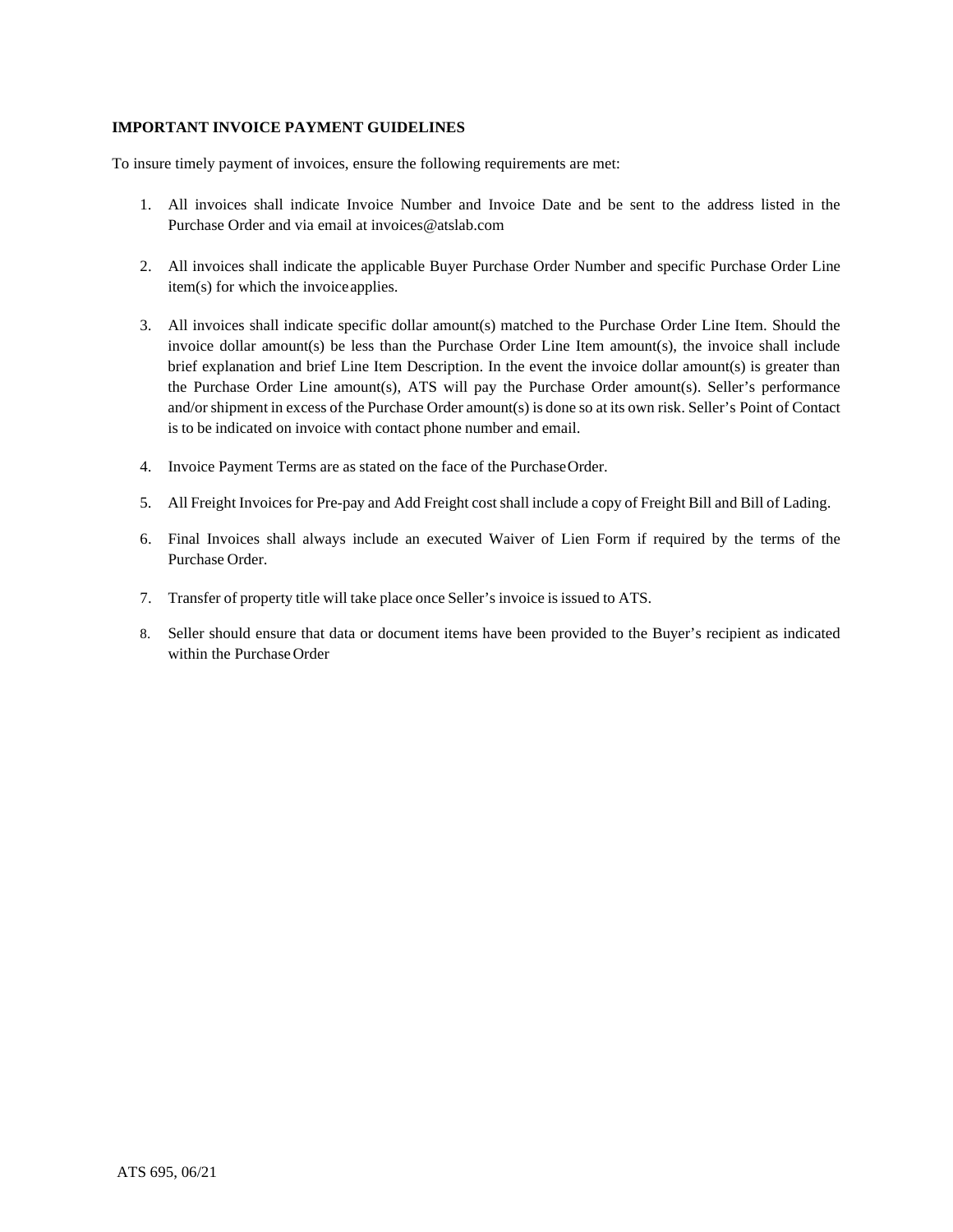**IMPORTANT INVOICE PAYMENT GUIDELINES**

To insure timely payment of invoices, ensure the following requirements are met:

1. All invoices shall indicate Invoice Number and Invoice Date and be sent to the address listed in the Purchase Order and via email at invoices@atslab.com

2. All invoices shall indicate the applicable Buyer Purchase Order Number and specific Purchase Order Line item(s) for which the invoice applies.

3. All invoices shall indicate specific dollar amount(s) matched to the Purchase Order Line Item. Should the invoice dollar amount(s) be less than the Purchase Order Line Item amount(s), the invoice shall include brief explanation and brief Line Item Description. In the event the invoice dollar amount(s) is greater than the Purchase Order Line amount(s), ATS will pay the Purchase Order amount(s). Seller's performance and/or shipment in excess of the Purchase Order amount(s) is done so at its own risk. Seller's Point of Contact is to be indicated on invoice with contact phone number and email.

4. Invoice Payment Terms are as stated on the face of the Purchase Order.

5. All Freight Invoices for Pre-pay and Add Freight cost shall include a copy of Freight Bill and Bill of Lading.

6. Final Invoices shall always include an executed Waiver of Lien Form if required by the terms of the Purchase Order.

7. Transfer of property title will take place once Seller's invoice is issued to ATS.

8. Seller should ensure that data or document items have been provided to the Buyer's recipient as indicated within the Purchase Order

ATS 695, 06/21